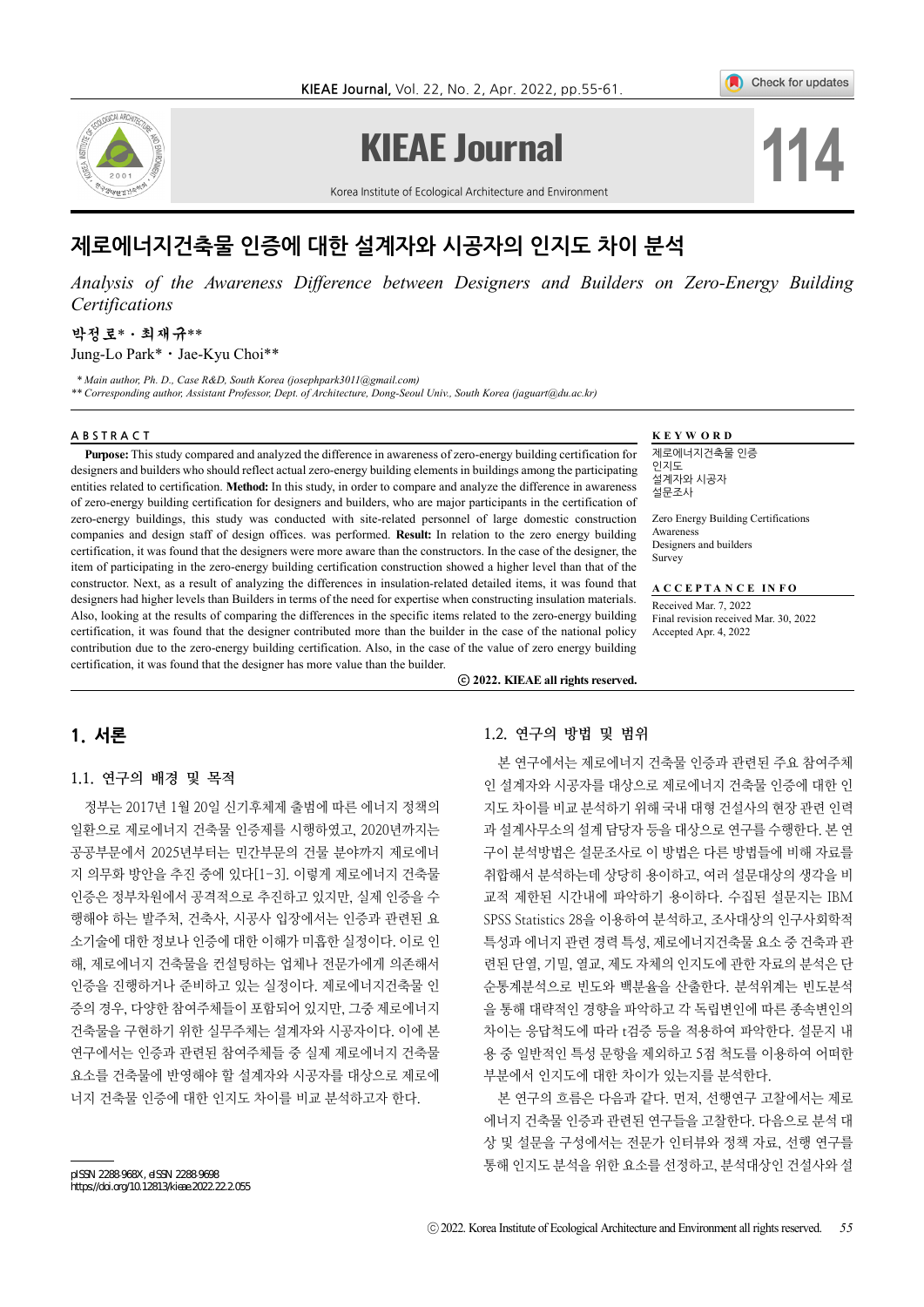# 제로에너지건축물 인증에 대한 설계자와 시공자의 인지도 차이 분석

*Analysis of the Awareness Difference between Designers and Builders on Zero-Energy Building Certifications*

**박정로\*・최재규\*\***

Jung-Lo Park\*・Jae-Kyu Choi\*\*

*\* Main author, Ph. D., Case R&D, South Korea (josephpark3011@gmail.com)*

*\*\* Corresponding author, Assistant Professor, Dept. of Architecture, Dong-Seoul Univ., South Korea (jaguart@du.ac.kr)*

## ABSTRACT

**Purpose:** This study compared and analyzed the difference in awareness of zero-energy building certification for designers and builders who should reflect actual zero-energy building elements in buildings among the participating entities related to certification. **Method:** In this study, in order to compare and analyze the difference in awareness of zero-energy building certification for designers and builders, who are major participants in the certification of zero-energy buildings, this study was conducted with site-related personnel of large domestic construction companies and design staff of design offices. was performed. **Result:** In relation to the zero energy building certification, it was found that the designers were more aware than the constructors. In the case of the designer, the item of participating in the zero-energy building certification construction showed a higher level than that of the constructor. Next, as a result of analyzing the differences in insulation-related detailed items, it was found that designers had higher levels than Builders in terms of the need for expertise when constructing insulation materials. Also, looking at the results of comparing the differences in the specific items related to the zero-energy building certification, it was found that the designer contributed more than the builder in the case of the national policy contribution due to the zero-energy building certification. Also, in the case of the value of zero energy building certification, it was found that the designer has more value than the builder.

ⓒ **2022. KIEAE all rights reserved.**

## KEYWORD

제로에너지건축물 인증
인지도
설계자와 시공자
설문조사

Zero Energy Building Certifications
Awareness
Designers and builders
Survey

## ACCEPTANCE INFO

Received Mar. 7, 2022
Final revision received Mar. 30, 2022
Accepted Apr. 4, 2022

## 1. 서론

### 1.1. 연구의 배경 및 목적

정부는 2017년 1월 20일 신기후체제 출범에 따른 에너지 정책의 일환으로 제로에너지 건축물 인증제를 시행하였고, 2020년까지는 공공부문에서 2025년부터는 민간부문의 건물 분야까지 제로에너지 의무화 방안을 추진 중에 있다[1-3]. 이렇게 제로에너지 건축물 인증은 정부차원에서 공격적으로 추진하고 있지만, 실제 인증을 수행해야 하는 발주처, 건축사, 시공사 입장에서는 인증과 관련된 요소기술에 대한 정보나 인증에 대한 이해가 미흡한 실정이다. 이로 인해, 제로에너지 건축물을 컨설팅하는 업체나 전문가에게 의존해서 인증을 진행하거나 준비하고 있는 실정이다. 제로에너지건축물 인증의 경우, 다양한 참여주체들이 포함되어 있지만, 그중 제로에너지 건축물을 구현하기 위한 실무주체는 설계자와 시공자이다. 이에 본 연구에서는 인증과 관련된 참여주체들 중 실제 제로에너지 건축물 요소를 건축물에 반영해야 할 설계자와 시공자를 대상으로 제로에너지 건축물 인증에 대한 인지도 차이를 비교 분석하고자 한다.

### 1.2. 연구의 방법 및 범위

본 연구에서는 제로에너지 건축물 인증과 관련된 주요 참여주체인 설계자와 시공자를 대상으로 제로에너지 건축물 인증에 대한 인지도 차이를 비교 분석하기 위해 국내 대형 건설사의 현장 관련 인력과 설계사무소의 설계 담당자 등을 대상으로 연구를 수행한다. 본 연구이 분석방법은 설문조사로 이 방법은 다른 방법들에 비해 자료를 취합해서 분석하는데 상당히 용이하고, 여러 설문대상의 생각을 비교적 제한된 시간내에 파악하기 용이하다. 수집된 설문지는 IBM SPSS Statistics 28을 이용하여 분석하고, 조사대상의 인구사회학적 특성과 에너지 관련 경력 특성, 제로에너지건축물 요소 중 건축과 관련된 단열, 기밀, 열교, 제도 자체의 인지도에 관한 자료의 분석은 단순통계분석으로 빈도와 백분율을 산출한다. 분석위계는 빈도분석을 통해 대략적인 경향을 파악하고 각 독립변인에 따른 종속변인의 차이는 응답척도에 따라 t검증 등을 적용하여 파악한다. 설문지 내용 중 일반적인 특성 문항을 제외하고 5점 척도를 이용하여 어떠한 부분에서 인지도에 대한 차이가 있는지를 분석한다.

본 연구의 흐름은 다음과 같다. 먼저, 선행연구 고찰에서는 제로에너지 건축물 인증과 관련된 연구들을 고찰한다. 다음으로 분석 대상 및 설문을 구성에서는 전문가 인터뷰와 정책 자료, 선행 연구를 통해 인지도 분석을 위한 요소를 선정하고, 분석대상인 건설사와 설

pISSN 2288-968X, eISSN 2288-9698
https://doi.org/10.12813/kieae.2022.22.2.055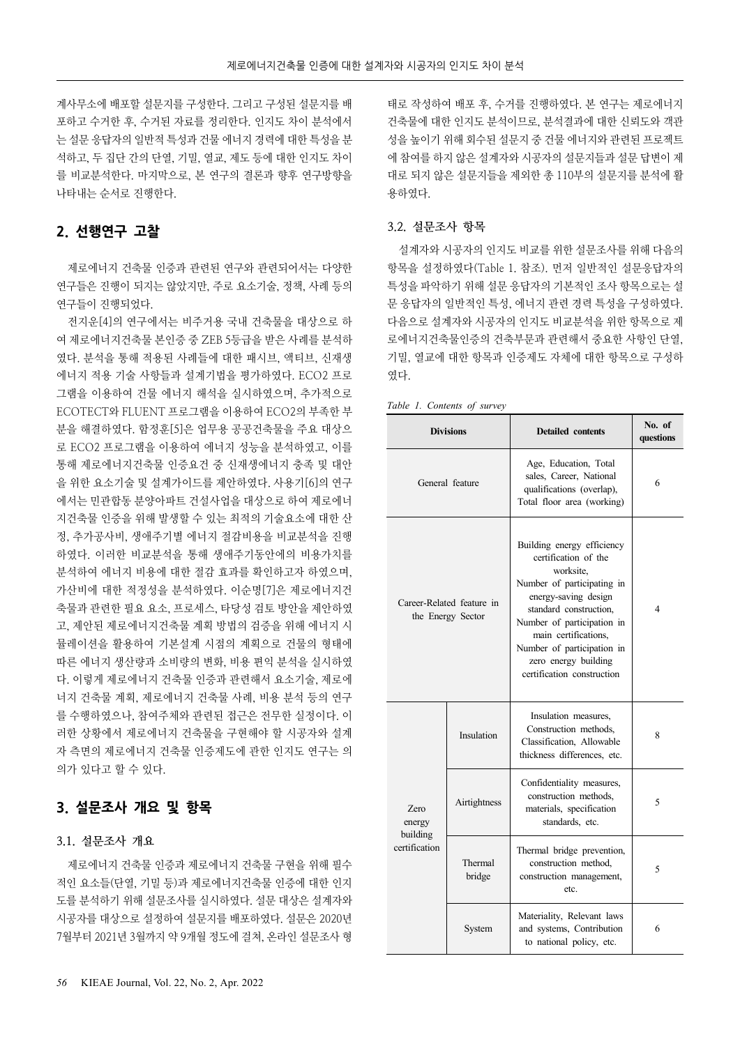계사무소에 배포할 설문지를 구성한다. 그리고 구성된 설문지를 배포하고 수거한 후, 수거된 자료를 정리한다. 인지도 차이 분석에서는 설문 응답자의 일반적 특성과 건물 에너지 경력에 대한 특성을 분석하고, 두 집단 간의 단열, 기밀, 열교, 제도 등에 대한 인지도 차이를 비교분석한다. 마지막으로, 본 연구의 결론과 향후 연구방향을 나타내는 순서로 진행한다.

## 2. 선행연구 고찰

제로에너지 건축물 인증과 관련된 연구와 관련되어서는 다양한 연구들은 진행이 되지는 않았지만, 주로 요소기술, 정책, 사례 등의 연구들이 진행되었다.

전지운[4]의 연구에서는 비주거용 국내 건축물을 대상으로 하여 제로에너지건축물 본인증 중 ZEB 5등급을 받은 사례를 분석하였다. 분석을 통해 적용된 사례들에 대한 패시브, 액티브, 신재생에너지 적용 기술 사항들과 설계기법을 평가하였다. ECO2 프로그램을 이용하여 건물 에너지 해석을 실시하였으며, 추가적으로 ECOTECT와 FLUENT 프로그램을 이용하여 ECO2의 부족한 부분을 해결하였다. 함정훈[5]은 업무용 공공건축물을 주요 대상으로 ECO2 프로그램을 이용하여 에너지 성능을 분석하였고, 이를 통해 제로에너지건축물 인증요건 중 신재생에너지 충족 및 대안을 위한 요소기술 및 설계가이드를 제안하였다. 사용기[6]의 연구에서는 민관합동 분양아파트 건설사업을 대상으로 하여 제로에너지건축물 인증을 위해 발생할 수 있는 최적의 기술요소에 대한 산정, 추가공사비, 생애주기별 에너지 절감비용을 비교분석을 진행하였다. 이러한 비교분석을 통해 생애주기동안에의 비용가치를 분석하여 에너지 비용에 대한 절감 효과를 확인하고자 하였으며, 가산비에 대한 적정성을 분석하였다. 이순명[7]은 제로에너지건축물과 관련한 필요 요소, 프로세스, 타당성 검토 방안을 제안하였고, 제안된 제로에너지건축물 계획 방법의 검증을 위해 에너지 시뮬레이션을 활용하여 기본설계 시점의 계획으로 건물의 형태에 따른 에너지 생산량과 소비량의 변화, 비용 편익 분석을 실시하였다. 이렇게 제로에너지 건축물 인증과 관련해서 요소기술, 제로에너지 건축물 계획, 제로에너지 건축물 사례, 비용 분석 등의 연구를 수행하였으나, 참여주체와 관련된 접근은 전무한 실정이다. 이러한 상황에서 제로에너지 건축물을 구현해야 할 시공자와 설계자 측면의 제로에너지 건축물 인증제도에 관한 인지도 연구는 의의가 있다고 할 수 있다.

## 3. 설문조사 개요 및 항목

### 3.1. 설문조사 개요

제로에너지 건축물 인증과 제로에너지 건축물 구현을 위해 필수적인 요소들(단열, 기밀 등)과 제로에너지건축물 인증에 대한 인지도를 분석하기 위해 설문조사를 실시하였다. 설문 대상은 설계자와 시공자를 대상으로 설정하여 설문지를 배포하였다. 설문은 2020년 7월부터 2021년 3월까지 약 9개월 정도에 걸쳐, 온라인 설문조사 형태로 작성하여 배포 후, 수거를 진행하였다. 본 연구는 제로에너지 건축물에 대한 인지도 분석이므로, 분석결과에 대한 신뢰도와 객관성을 높이기 위해 회수된 설문지 중 건물 에너지와 관련된 프로젝트에 참여를 하지 않은 설계자와 시공자의 설문지들과 설문 답변이 제대로 되지 않은 설문지들을 제외한 총 110부의 설문지를 분석에 활용하였다.

### 3.2. 설문조사 항목

설계자와 시공자의 인지도 비교를 위한 설문조사를 위해 다음의 항목을 설정하였다(Table 1. 참조). 먼저 일반적인 설문응답자의 특성을 파악하기 위해 설문 응답자의 기본적인 조사 항목으로는 설문 응답자의 일반적인 특성, 에너지 관련 경력 특성을 구성하였다. 다음으로 설계자와 시공자의 인지도 비교분석을 위한 항목으로 제로에너지건축물인증의 건축부문과 관련해서 중요한 사항인 단열, 기밀, 열교에 대한 항목과 인증제도 자체에 대한 항목으로 구성하였다.

*Table 1. Contents of survey*

| Divisions | | Detailed contents | No. of questions |
|---|---|---|---|
| General feature | | Age, Education, Total sales, Career, National qualifications (overlap), Total floor area (working) | 6 |
| Career-Related feature in the Energy Sector | | Building energy efficiency certification of the worksite, Number of participating in energy-saving design standard construction, Number of participation in main certifications, Number of participation in zero energy building certification construction | 4 |
| Zero energy building certification | Insulation | Insulation measures, Construction methods, Classification, Allowable thickness differences, etc. | 8 |
| | Airtightness | Confidentiality measures, construction methods, materials, specification standards, etc. | 5 |
| | Thermal bridge | Thermal bridge prevention, construction method, construction management, etc. | 5 |
| | System | Materiality, Relevant laws and systems, Contribution to national policy, etc. | 6 |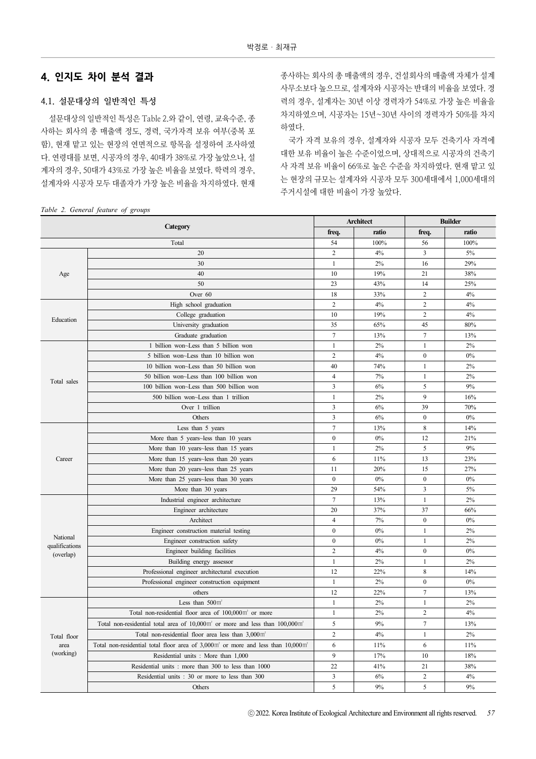## 4. 인지도 차이 분석 결과

### 4.1. 설문대상의 일반적인 특성

설문대상의 일반적인 특성은 Table 2.와 같이, 연령, 교육수준, 종사하는 회사의 총 매출액 정도, 경력, 국가자격 보유 여부(중복 포함), 현재 맡고 있는 현장의 연면적으로 항목을 설정하여 조사하였다. 연령대를 보면, 시공자의 경우, 40대가 38%로 가장 높았으나, 설계자의 경우, 50대가 43%로 가장 높은 비율을 보였다. 학력의 경우, 설계자와 시공자 모두 대졸자가 가장 높은 비율을 차지하였다. 현재 종사하는 회사의 총 매출액의 경우, 건설회사의 매출액 자체가 설계사무소보다 높으므로, 설계자와 시공자는 반대의 비율을 보였다. 경력의 경우, 설계자는 30년 이상 경력자가 54%로 가장 높은 비율을 차지하였으며, 시공자는 15년~30년 사이의 경력자가 50%를 차지하였다.

국가 자격 보유의 경우, 설계자와 시공자 모두 건축기사 자격에 대한 보유 비율이 높은 수준이었으며, 상대적으로 시공자의 건축기사 자격 보유 비율이 66%로 높은 수준을 차지하였다. 현재 맡고 있는 현장의 규모는 설계자와 시공자 모두 300세대에서 1,000세대의 주거시설에 대한 비율이 가장 높았다.

*Table 2. General feature of groups*

| Category | | Architect | | Builder | |
|---|---|---|---|---|---|
| | | freq. | ratio | freq. | ratio |
| Total | | 54 | 100% | 56 | 100% |
| Age | 20 | 2 | 4% | 3 | 5% |
| | 30 | 1 | 2% | 16 | 29% |
| | 40 | 10 | 19% | 21 | 38% |
| | 50 | 23 | 43% | 14 | 25% |
| | Over 60 | 18 | 33% | 2 | 4% |
| Education | High school graduation | 2 | 4% | 2 | 4% |
| | College graduation | 10 | 19% | 2 | 4% |
| | University graduation | 35 | 65% | 45 | 80% |
| | Graduate graduation | 7 | 13% | 7 | 13% |
| Total sales | 1 billion won~Less than 5 billion won | 1 | 2% | 1 | 2% |
| | 5 billion won~Less than 10 billion won | 2 | 4% | 0 | 0% |
| | 10 billion won~Less than 50 billion won | 40 | 74% | 1 | 2% |
| | 50 billion won~Less than 100 billion won | 4 | 7% | 1 | 2% |
| | 100 billion won~Less than 500 billion won | 3 | 6% | 5 | 9% |
| | 500 billion won~Less than 1 trillion | 1 | 2% | 9 | 16% |
| | Over 1 trillion | 3 | 6% | 39 | 70% |
| | Others | 3 | 6% | 0 | 0% |
| Career | Less than 5 years | 7 | 13% | 8 | 14% |
| | More than 5 years~less than 10 years | 0 | 0% | 12 | 21% |
| | More than 10 years~less than 15 years | 1 | 2% | 5 | 9% |
| | More than 15 years~less than 20 years | 6 | 11% | 13 | 23% |
| | More than 20 years~less than 25 years | 11 | 20% | 15 | 27% |
| | More than 25 years~less than 30 years | 0 | 0% | 0 | 0% |
| | More than 30 years | 29 | 54% | 3 | 5% |
| National qualifications (overlap) | Industrial engineer architecture | 7 | 13% | 1 | 2% |
| | Engineer architecture | 20 | 37% | 37 | 66% |
| | Architect | 4 | 7% | 0 | 0% |
| | Engineer construction material testing | 0 | 0% | 1 | 2% |
| | Engineer construction safety | 0 | 0% | 1 | 2% |
| | Engineer building facilities | 2 | 4% | 0 | 0% |
| | Building energy assessor | 1 | 2% | 1 | 2% |
| | Professional engineer architectural execution | 12 | 22% | 8 | 14% |
| | Professional engineer construction equipment | 1 | 2% | 0 | 0% |
| | others | 12 | 22% | 7 | 13% |
| Total floor area (working) | Less than 500㎡ | 1 | 2% | 1 | 2% |
| | Total non-residential floor area of 100,000㎡ or more | 1 | 2% | 2 | 4% |
| | Total non-residential total area of 10,000㎡ or more and less than 100,000㎡ | 5 | 9% | 7 | 13% |
| | Total non-residential floor area less than 3,000㎡ | 2 | 4% | 1 | 2% |
| | Total non-residential total floor area of 3,000㎡ or more and less than 10,000㎡ | 6 | 11% | 6 | 11% |
| | Residential units : More than 1,000 | 9 | 17% | 10 | 18% |
| | Residential units : more than 300 to less than 1000 | 22 | 41% | 21 | 38% |
| | Residential units : 30 or more to less than 300 | 3 | 6% | 2 | 4% |
| | Others | 5 | 9% | 5 | 9% |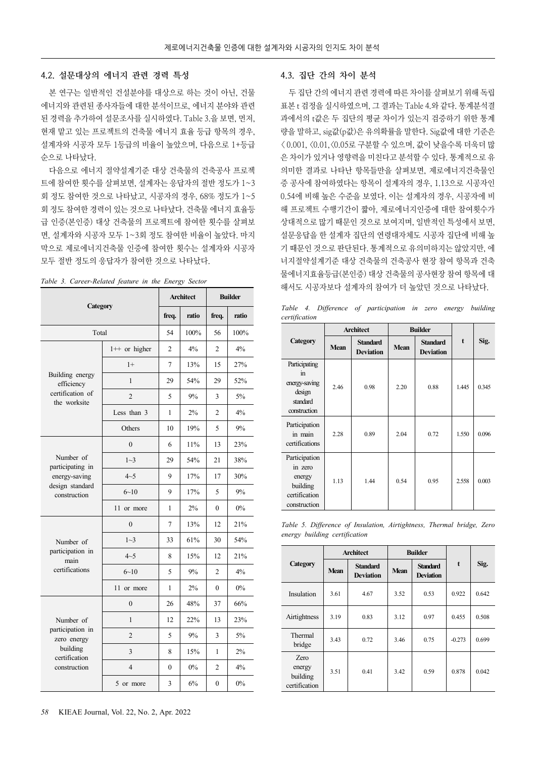## 4.2. 설문대상의 에너지 관련 경력 특성

본 연구는 일반적인 건설분야를 대상으로 하는 것이 아닌, 건물 에너지와 관련된 종사자들에 대한 분석이므로, 에너지 분야와 관련된 경력을 추가하여 설문조사를 실시하였다. Table 3.을 보면, 먼저, 현재 맡고 있는 프로젝트의 건축물 에너지 효율 등급 항목의 경우, 설계자와 시공자 모두 1등급의 비율이 높았으며, 다음으로 1+등급 순으로 나타났다.

다음으로 에너지 절약설계기준 대상 건축물의 건축공사 프로젝트에 참여한 횟수를 살펴보면, 설계자는 응답자의 절반 정도가 1~3회 정도 참여한 것으로 나타났고, 시공자의 경우, 68% 정도가 1~5회 정도 참여한 경력이 있는 것으로 나타났다. 건축물 에너지 효율등급 인증(본인증) 대상 건축물의 프로젝트에 참여한 횟수를 살펴보면, 설계자와 시공자 모두 1~3회 정도 참여한 비율이 높았다. 마지막으로 제로에너지건축물 인증에 참여한 횟수는 설계자와 시공자 모두 절반 정도의 응답자가 참여한 것으로 나타났다.

*Table 3. Career-Related feature in the Energy Sector*

| Category | | Architect | | Builder | |
|---|---|---|---|---|---|
| | | freq. | ratio | freq. | ratio |
| Total | | 54 | 100% | 56 | 100% |
| Building energy efficiency certification of the worksite | 1++ or higher | 2 | 4% | 2 | 4% |
| | 1+ | 7 | 13% | 15 | 27% |
| | 1 | 29 | 54% | 29 | 52% |
| | 2 | 5 | 9% | 3 | 5% |
| | Less than 3 | 1 | 2% | 2 | 4% |
| | Others | 10 | 19% | 5 | 9% |
| Number of participating in energy-saving design standard construction | 0 | 6 | 11% | 13 | 23% |
| | 1~3 | 29 | 54% | 21 | 38% |
| | 4~5 | 9 | 17% | 17 | 30% |
| | 6~10 | 9 | 17% | 5 | 9% |
| | 11 or more | 1 | 2% | 0 | 0% |
| Number of participation in main certifications | 0 | 7 | 13% | 12 | 21% |
| | 1~3 | 33 | 61% | 30 | 54% |
| | 4~5 | 8 | 15% | 12 | 21% |
| | 6~10 | 5 | 9% | 2 | 4% |
| | 11 or more | 1 | 2% | 0 | 0% |
| Number of participation in zero energy building certification construction | 0 | 26 | 48% | 37 | 66% |
| | 1 | 12 | 22% | 13 | 23% |
| | 2 | 5 | 9% | 3 | 5% |
| | 3 | 8 | 15% | 1 | 2% |
| | 4 | 0 | 0% | 2 | 4% |
| | 5 or more | 3 | 6% | 0 | 0% |

## 4.3. 집단 간의 차이 분석

두 집단 간의 에너지 관련 경력에 따른 차이를 살펴보기 위해 독립표본 t 검정을 실시하였으며, 그 결과는 Table 4.와 같다. 통계분석결과에서의 t값은 두 집단의 평균 차이가 있는지 검증하기 위한 통계량을 말하고, sig값(p값)은 유의확률을 말한다. Sig값에 대한 기준은 〈0.001, 〈0.01, 〈0.05로 구분할 수 있으며, 값이 낮을수록 더욱더 많은 차이가 있거나 영향력을 미친다고 분석할 수 있다. 통계적으로 유의미한 결과로 나타난 항목들만을 살펴보면, 제로에너지건축물인증 공사에 참여하였다는 항목이 설계자의 경우, 1.13으로 시공자인 0.54에 비해 높은 수준을 보였다. 이는 설계자의 경우, 시공자에 비해 프로젝트 수행기간이 짧아, 제로에너지인증에 대한 참여횟수가 상대적으로 많기 때문인 것으로 보여지며, 일반적인 특성에서 보면, 설문응답을 한 설계자 집단의 연령대자체도 시공자 집단에 비해 높기 때문인 것으로 판단된다. 통계적으로 유의미하지는 않았지만, 에너지절약설계기준 대상 건축물의 건축공사 현장 참여 항목과 건축물에너지효율등급(본인증) 대상 건축물의 공사현장 참여 항목에 대해서도 시공자보다 설계자의 참여가 더 높았던 것으로 나타났다.

*Table 4. Difference of participation in zero energy building certification*

| Category | Architect | | Builder | | t | Sig. |
|---|---|---|---|---|---|---|
| | Mean | Standard Deviation | Mean | Standard Deviation | | |
| Participating in energy-saving design standard construction | 2.46 | 0.98 | 2.20 | 0.88 | 1.445 | 0.345 |
| Participation in main certifications | 2.28 | 0.89 | 2.04 | 0.72 | 1.550 | 0.096 |
| Participation in zero energy building certification construction | 1.13 | 1.44 | 0.54 | 0.95 | 2.558 | 0.003 |

*Table 5. Difference of Insulation, Airtightness, Thermal bridge, Zero energy building certification*

| Category | Architect | | Builder | | t | Sig. |
|---|---|---|---|---|---|---|
| | Mean | Standard Deviation | Mean | Standard Deviation | | |
| Insulation | 3.61 | 4.67 | 3.52 | 0.53 | 0.922 | 0.642 |
| Airtightness | 3.19 | 0.83 | 3.12 | 0.97 | 0.455 | 0.508 |
| Thermal bridge | 3.43 | 0.72 | 3.46 | 0.75 | -0.273 | 0.699 |
| Zero energy building certification | 3.51 | 0.41 | 3.42 | 0.59 | 0.878 | 0.042 |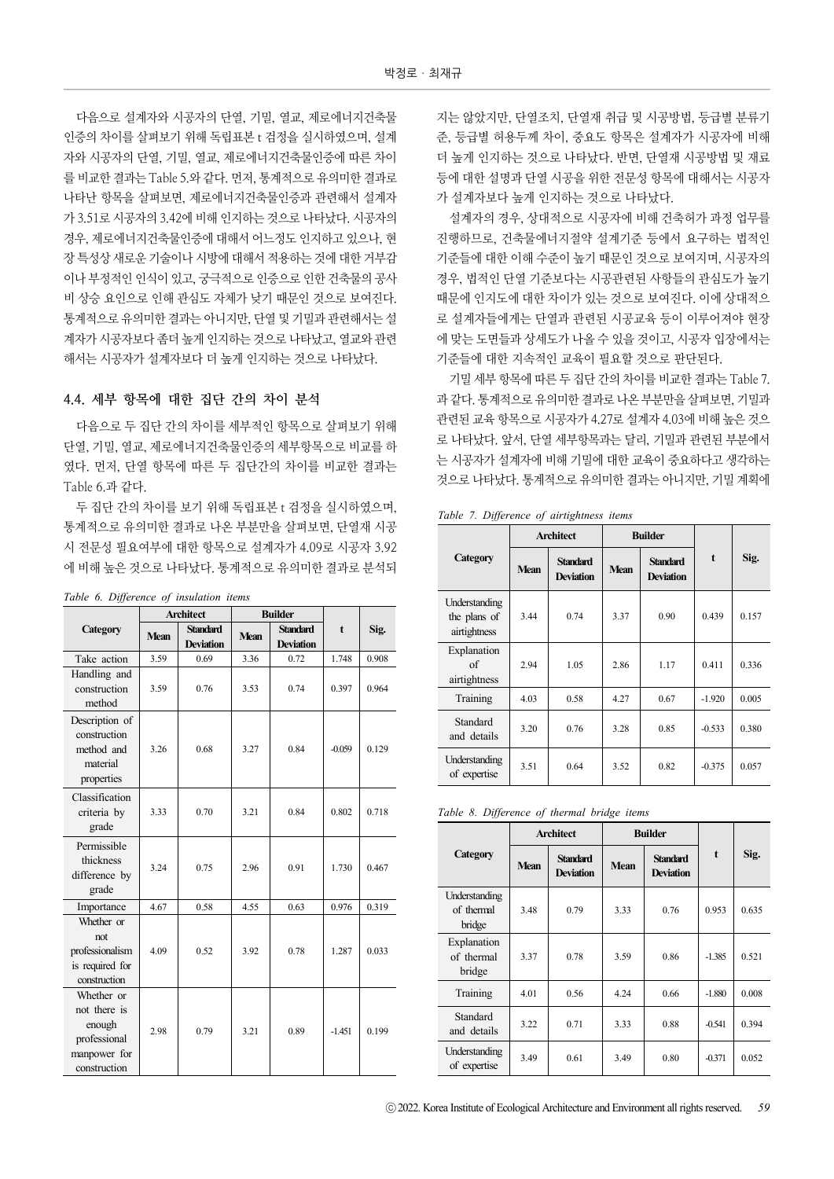다음으로 설계자와 시공자의 단열, 기밀, 열교, 제로에너지건축물 인증의 차이를 살펴보기 위해 독립표본 t 검정을 실시하였으며, 설계자와 시공자의 단열, 기밀, 열교, 제로에너지건축물인증에 따른 차이를 비교한 결과는 Table 5.와 같다. 먼저, 통계적으로 유의미한 결과로 나타난 항목을 살펴보면, 제로에너지건축물인증과 관련해서 설계자가 3.51로 시공자의 3.42에 비해 인지하는 것으로 나타났다. 시공자의 경우, 제로에너지건축물인증에 대해서 어느정도 인지하고 있으나, 현장 특성상 새로운 기술이나 시방에 대해서 적용하는 것에 대한 거부감이나 부정적인 인식이 있고, 궁극적으로 인증으로 인한 건축물의 공사비 상승 요인으로 인해 관심도 자체가 낮기 때문인 것으로 보여진다. 통계적으로 유의미한 결과는 아니지만, 단열 및 기밀과 관련해서는 설계자가 시공자보다 좀더 높게 인지하는 것으로 나타났고, 열교와 관련해서는 시공자가 설계자보다 더 높게 인지하는 것으로 나타났다.

## 4.4. 세부 항목에 대한 집단 간의 차이 분석

다음으로 두 집단 간의 차이를 세부적인 항목으로 살펴보기 위해 단열, 기밀, 열교, 제로에너지건축물인증의 세부항목으로 비교를 하였다. 먼저, 단열 항목에 따른 두 집단간의 차이를 비교한 결과는 Table 6.과 같다.

두 집단 간의 차이를 보기 위해 독립표본 t 검정을 실시하였으며, 통계적으로 유의미한 결과로 나온 부분만을 살펴보면, 단열재 시공시 전문성 필요여부에 대한 항목으로 설계자가 4.09로 시공자 3.92에 비해 높은 것으로 나타났다. 통계적으로 유의미한 결과로 분석되지는 않았지만, 단열조치, 단열재 취급 및 시공방법, 등급별 분류기준, 등급별 허용두께 차이, 중요도 항목은 설계자가 시공자에 비해 더 높게 인지하는 것으로 나타났다. 반면, 단열재 시공방법 및 재료 등에 대한 설명과 단열 시공을 위한 전문성 항목에 대해서는 시공자가 설계자보다 높게 인지하는 것으로 나타났다.

*Table 6. Difference of insulation items*

| Category | Architect | | Builder | | t | Sig. |
|---|---|---|---|---|---|---|
| | Mean | Standard Deviation | Mean | Standard Deviation | | |
| Take action | 3.59 | 0.69 | 3.36 | 0.72 | 1.748 | 0.908 |
| Handling and construction method | 3.59 | 0.76 | 3.53 | 0.74 | 0.397 | 0.964 |
| Description of construction method and material properties | 3.26 | 0.68 | 3.27 | 0.84 | -0.059 | 0.129 |
| Classification criteria by grade | 3.33 | 0.70 | 3.21 | 0.84 | 0.802 | 0.718 |
| Permissible thickness difference by grade | 3.24 | 0.75 | 2.96 | 0.91 | 1.730 | 0.467 |
| Importance | 4.67 | 0.58 | 4.55 | 0.63 | 0.976 | 0.319 |
| Whether or not professionalism is required for construction | 4.09 | 0.52 | 3.92 | 0.78 | 1.287 | 0.033 |
| Whether or not there is enough professional manpower for construction | 2.98 | 0.79 | 3.21 | 0.89 | -1.451 | 0.199 |

설계자의 경우, 상대적으로 시공자에 비해 건축허가 과정 업무를 진행하므로, 건축물에너지절약 설계기준 등에서 요구하는 법적인 기준들에 대한 이해 수준이 높기 때문인 것으로 보여지며, 시공자의 경우, 법적인 단열 기준보다는 시공관련된 사항들의 관심도가 높기 때문에 인지도에 대한 차이가 있는 것으로 보여진다. 이에 상대적으로 설계자들에게는 단열과 관련된 시공교육 등이 이루어져야 현장에 맞는 도면들과 상세도가 나올 수 있을 것이고, 시공자 입장에서는 기준들에 대한 지속적인 교육이 필요할 것으로 판단된다.

기밀 세부 항목에 따른 두 집단 간의 차이를 비교한 결과는 Table 7.과 같다. 통계적으로 유의미한 결과로 나온 부분만을 살펴보면, 기밀과 관련된 교육 항목으로 시공자가 4.27로 설계자 4.03에 비해 높은 것으로 나타났다. 앞서, 단열 세부항목과는 달리, 기밀과 관련된 부분에서는 시공자가 설계자에 비해 기밀에 대한 교육이 중요하다고 생각하는 것으로 나타났다. 통계적으로 유의미한 결과는 아니지만, 기밀 계획에

*Table 7. Difference of airtightness items*

| Category | Architect | | Builder | | t | Sig. |
|---|---|---|---|---|---|---|
| | Mean | Standard Deviation | Mean | Standard Deviation | | |
| Understanding the plans of airtightness | 3.44 | 0.74 | 3.37 | 0.90 | 0.439 | 0.157 |
| Explanation of airtightness | 2.94 | 1.05 | 2.86 | 1.17 | 0.411 | 0.336 |
| Training | 4.03 | 0.58 | 4.27 | 0.67 | -1.920 | 0.005 |
| Standard and details | 3.20 | 0.76 | 3.28 | 0.85 | -0.533 | 0.380 |
| Understanding of expertise | 3.51 | 0.64 | 3.52 | 0.82 | -0.375 | 0.057 |

*Table 8. Difference of thermal bridge items*

| Category | Architect | | Builder | | t | Sig. |
|---|---|---|---|---|---|---|
| | Mean | Standard Deviation | Mean | Standard Deviation | | |
| Understanding of thermal bridge | 3.48 | 0.79 | 3.33 | 0.76 | 0.953 | 0.635 |
| Explanation of thermal bridge | 3.37 | 0.78 | 3.59 | 0.86 | -1.385 | 0.521 |
| Training | 4.01 | 0.56 | 4.24 | 0.66 | -1.880 | 0.008 |
| Standard and details | 3.22 | 0.71 | 3.33 | 0.88 | -0.541 | 0.394 |
| Understanding of expertise | 3.49 | 0.61 | 3.49 | 0.80 | -0.371 | 0.052 |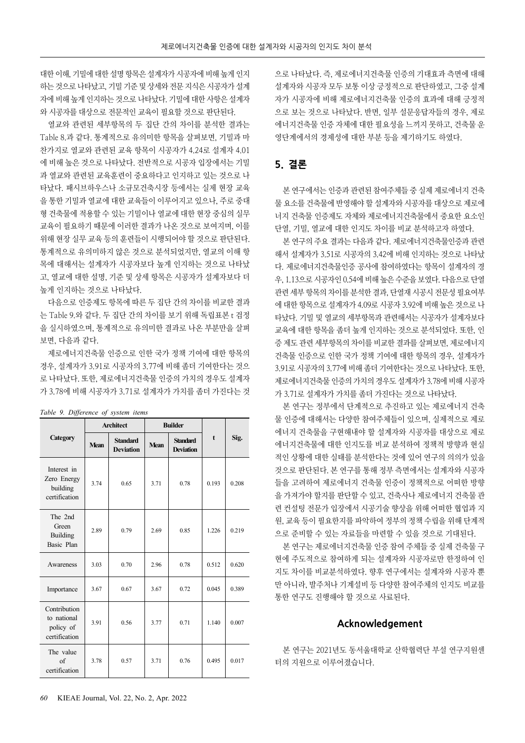대한 이해, 기밀에 대한 설명 항목은 설계자가 시공자에 비해 높게 인지하는 것으로 나타났고, 기밀 기준 및 상세와 전문 지식은 시공자가 설계자에 비해 높게 인지하는 것으로 나타났다. 기밀에 대한 사항은 설계자와 시공자를 대상으로 전문적인 교육이 필요할 것으로 판단된다.

열교와 관련된 세부항목의 두 집단 간의 차이를 분석한 결과는 Table 8.과 같다. 통계적으로 유의미한 항목을 살펴보면, 기밀과 마찬가지로 열교와 관련된 교육 항목이 시공자가 4.24로 설계자 4.01에 비해 높은 것으로 나타났다. 전반적으로 시공자 입장에서는 기밀과 열교와 관련된 교육훈련이 중요하다고 인지하고 있는 것으로 나타났다. 패시브하우스나 소규모건축시장 등에서는 실제 현장 교육을 통한 기밀과 열교에 대한 교육들이 이루어지고 있으나, 주로 중대형 건축물에 적용할 수 있는 기밀이나 열교에 대한 현장 중심의 실무교육이 필요하기 때문에 이러한 결과가 나온 것으로 보여지며, 이를 위해 현장 실무 교육 등의 훈련들이 시행되어야 할 것으로 판단된다. 통계적으로 유의미하지 않은 것으로 분석되었지만, 열교의 이해 항목에 대해서는 설계자가 시공자보다 높게 인지하는 것으로 나타났고, 열교에 대한 설명, 기준 및 상세 항목은 시공자가 설계자보다 더 높게 인지하는 것으로 나타났다.

다음으로 인증제도 항목에 따른 두 집단 간의 차이를 비교한 결과는 Table 9.와 같다. 두 집단 간의 차이를 보기 위해 독립표본 t 검정을 실시하였으며, 통계적으로 유의미한 결과로 나온 부분만을 살펴보면, 다음과 같다.

제로에너지건축물 인증으로 인한 국가 정책 기여에 대한 항목의 경우, 설계자가 3.91로 시공자의 3.77에 비해 좀더 기여한다는 것으로 나타났다. 또한, 제로에너지건축물 인증의 가치의 경우도 설계자가 3.78에 비해 시공자가 3.71로 설계자가 가치를 좀더 가진다는 것으로 나타났다. 즉, 제로에너지건축물 인증의 기대효과 측면에 대해 설계자와 시공자 모두 보통 이상 긍정적으로 판단하였고, 그중 설계자가 시공자에 비해 제로에너지건축물 인증의 효과에 대해 긍정적으로 보는 것으로 나타났다. 반면, 일부 설문응답자들의 경우, 제로에너지건축물 인증 자체에 대한 필요성을 느끼지 못하고, 건축물 운영단계에서의 경제성에 대한 부분 등을 제기하기도 하였다.

*Table 9. Difference of system items*

| Category | Architect | | Builder | | t | Sig. |
|---|---|---|---|---|---|---|
| | Mean | Standard Deviation | Mean | Standard Deviation | | |
| Interest in Zero Energy building certification | 3.74 | 0.65 | 3.71 | 0.78 | 0.193 | 0.208 |
| The 2nd Green Building Basic Plan | 2.89 | 0.79 | 2.69 | 0.85 | 1.226 | 0.219 |
| Awareness | 3.03 | 0.70 | 2.96 | 0.78 | 0.512 | 0.620 |
| Importance | 3.67 | 0.67 | 3.67 | 0.72 | 0.045 | 0.389 |
| Contribution to national policy of certification | 3.91 | 0.56 | 3.77 | 0.71 | 1.140 | 0.007 |
| The value of certification | 3.78 | 0.57 | 3.71 | 0.76 | 0.495 | 0.017 |

## 5. 결론

본 연구에서는 인증과 관련된 참여주체들 중 실제 제로에너지 건축물 요소를 건축물에 반영해야 할 설계자와 시공자를 대상으로 제로에너지 건축물 인증제도 자체와 제로에너지건축물에서 중요한 요소인 단열, 기밀, 열교에 대한 인지도 차이를 비교 분석하고자 하였다.

본 연구의 주요 결과는 다음과 같다. 제로에너지건축물인증과 관련해서 설계자가 3.51로 시공자의 3.42에 비해 인지하는 것으로 나타났다. 제로에너지건축물인증 공사에 참여하였다는 항목이 설계자의 경우, 1.13으로 시공자인 0.54에 비해 높은 수준을 보였다. 다음으로 단열 관련 세부 항목의 차이를 분석한 결과, 단열재 시공시 전문성 필요여부에 대한 항목으로 설계자가 4.09로 시공자 3.92에 비해 높은 것으로 나타났다. 기밀 및 열교의 세부항목과 관련해서는 시공자가 설계자보다 교육에 대한 항목을 좀더 높게 인지하는 것으로 분석되었다. 또한, 인증 제도 관련 세부항목의 차이를 비교한 결과를 살펴보면, 제로에너지건축물 인증으로 인한 국가 정책 기여에 대한 항목의 경우, 설계자가 3.91로 시공자의 3.77에 비해 좀더 기여한다는 것으로 나타났다. 또한, 제로에너지건축물 인증의 가치의 경우도 설계자가 3.78에 비해 시공자가 3.71로 설계자가 가치를 좀더 가진다는 것으로 나타났다.

본 연구는 정부에서 단계적으로 추진하고 있는 제로에너지 건축물 인증에 대해서는 다양한 참여주체들이 있으며, 실제적으로 제로에너지 건축물을 구현해내야 할 설계자와 시공자를 대상으로 제로에너지건축물에 대한 인지도를 비교 분석하여 정책적 방향과 현실적인 상황에 대한 실태를 분석한다는 것에 있어 연구의 의의가 있을 것으로 판단된다. 본 연구를 통해 정부 측면에서는 설계자와 시공자들을 고려하여 제로에너지 건축물 인증이 정책적으로 어떠한 방향을 가져가야 할지를 판단할 수 있고, 건축사나 제로에너지 건축물 관련 컨설팅 전문가 입장에서 시공기술 향상을 위해 어떠한 협업과 지원, 교육 등이 필요한지를 파악하여 정부의 정책 수립을 위해 단계적으로 준비할 수 있는 자료들을 마련할 수 있을 것으로 기대된다.

본 연구는 제로에너지건축물 인증 참여 주체들 중 실제 건축물 구현에 주도적으로 참여하게 되는 설계자와 시공자로만 한정하여 인지도 차이를 비교분석하였다. 향후 연구에서는 설계자와 시공자 뿐만 아니라, 발주처나 기계설비 등 다양한 참여주체의 인지도 비교를 통한 연구도 진행해야 할 것으로 사료된다.

## Acknowledgement

본 연구는 2021년도 동서울대학교 산학협력단 부설 연구지원센터의 지원으로 이루어졌습니다.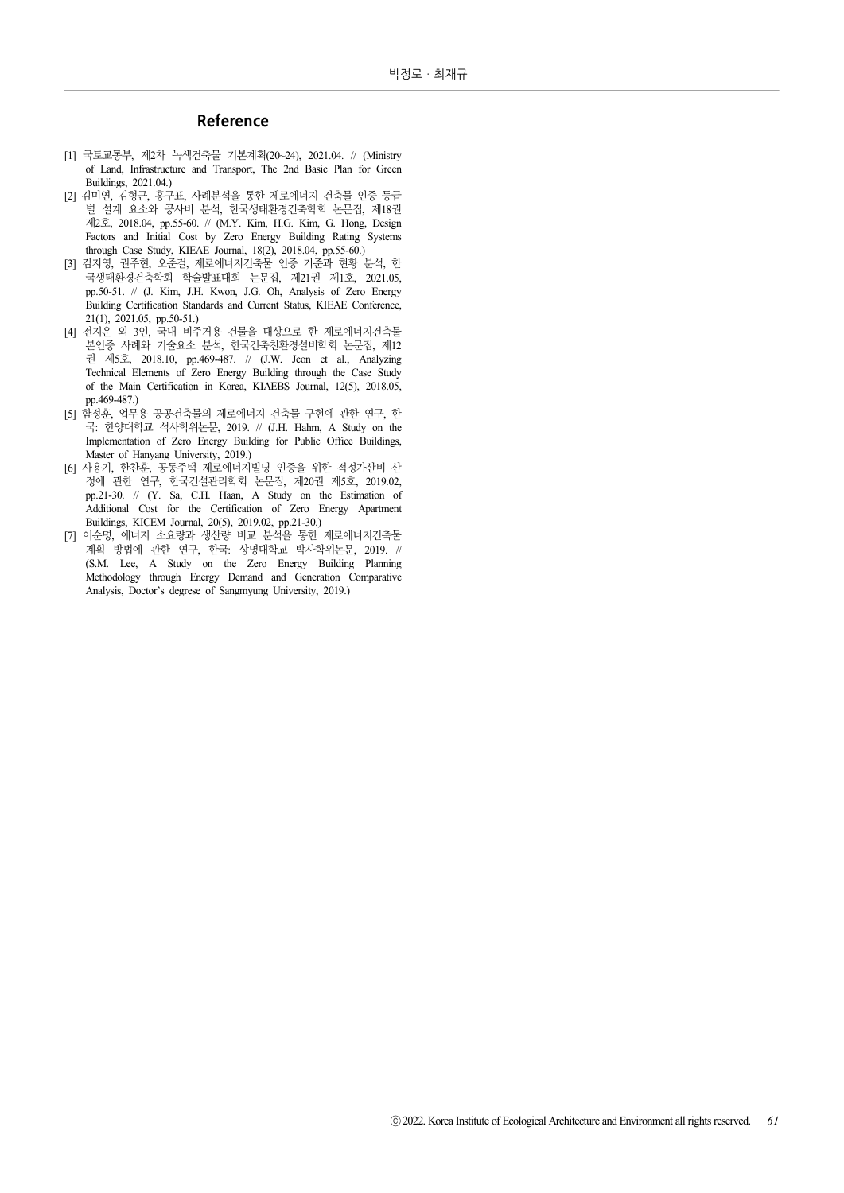## Reference

[1] 국토교통부, 제2차 녹색건축물 기본계획(20~24), 2021.04. // (Ministry of Land, Infrastructure and Transport, The 2nd Basic Plan for Green Buildings, 2021.04.)

[2] 김미연, 김형근, 홍구표, 사례분석을 통한 제로에너지 건축물 인증 등급별 설계 요소와 공사비 분석, 한국생태환경건축학회 논문집, 제18권 제2호, 2018.04, pp.55-60. // (M.Y. Kim, H.G. Kim, G. Hong, Design Factors and Initial Cost by Zero Energy Building Rating Systems through Case Study, KIEAE Journal, 18(2), 2018.04, pp.55-60.)

[3] 김지영, 권주현, 오준걸, 제로에너지건축물 인증 기준과 현황 분석, 한국생태환경건축학회 학술발표대회 논문집, 제21권 제1호, 2021.05, pp.50-51. // (J. Kim, J.H. Kwon, J.G. Oh, Analysis of Zero Energy Building Certification Standards and Current Status, KIEAE Conference, 21(1), 2021.05, pp.50-51.)

[4] 전지운 외 3인, 국내 비주거용 건물을 대상으로 한 제로에너지건축물 본인증 사례와 기술요소 분석, 한국건축친환경설비학회 논문집, 제12권 제5호, 2018.10, pp.469-487. // (J.W. Jeon et al., Analyzing Technical Elements of Zero Energy Building through the Case Study of the Main Certification in Korea, KIAEBS Journal, 12(5), 2018.05, pp.469-487.)

[5] 함정훈, 업무용 공공건축물의 제로에너지 건축물 구현에 관한 연구, 한국: 한양대학교 석사학위논문, 2019. // (J.H. Hahm, A Study on the Implementation of Zero Energy Building for Public Office Buildings, Master of Hanyang University, 2019.)

[6] 사용기, 한찬훈, 공동주택 제로에너지빌딩 인증을 위한 적정가산비 산정에 관한 연구, 한국건설관리학회 논문집, 제20권 제5호, 2019.02, pp.21-30. // (Y. Sa, C.H. Haan, A Study on the Estimation of Additional Cost for the Certification of Zero Energy Apartment Buildings, KICEM Journal, 20(5), 2019.02, pp.21-30.)

[7] 이순명, 에너지 소요량과 생산량 비교 분석을 통한 제로에너지건축물 계획 방법에 관한 연구, 한국: 상명대학교 박사학위논문, 2019. // (S.M. Lee, A Study on the Zero Energy Building Planning Methodology through Energy Demand and Generation Comparative Analysis, Doctor's degrese of Sangmyung University, 2019.)